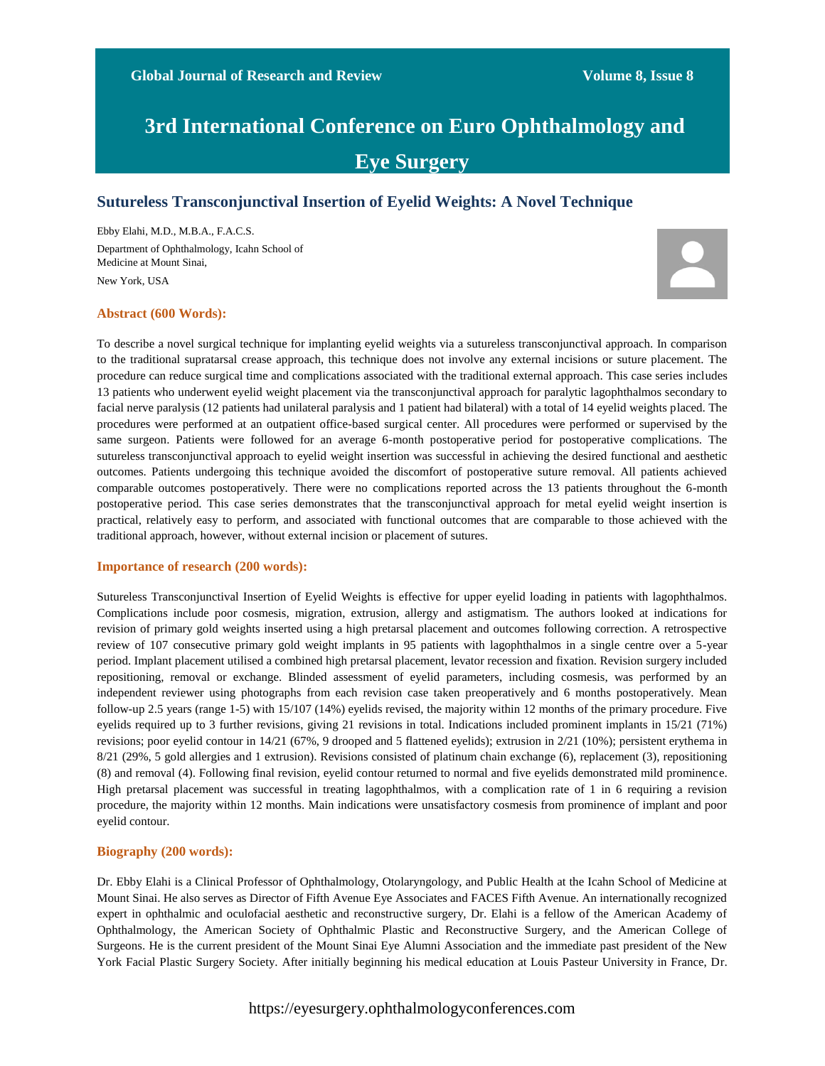# 3rd International Conference on Euro Ophthalmology and Eye Surgery

## Sutureless Transconjunctival Insertion of Eyelid Weights: A Novel Technique

Ebby Elahi, M.D., M.B.A., F.A.C.S.

Department of Ophthalmology, Icahn School of Medicine at Mount Sinai,

New York, USA

### Abstract (600 Words):

To describe a novel surgical technique for implanting eyelid weights via a sutureless transconjunctival approach. In comparison to the traditional supratarsal crease approach, this technique does not involve any external incisions or suture placement. The procedure can reduce surgical time and complications associated with the traditional external approach. This case series includes 13 patients who underwent eyelid weight placement via the transconjunctival approach for paralytic lagophthalmos secondary to facial nerve paralysis (12 patients had unilateral paralysis and 1 patient had bilateral) with a total of 14 eyelid weights placed. The procedures were performed at an outpatient office-based surgical center. All procedures were performed or supervised by the same surgeon. Patients were followed for an average 6-month postoperative period for postoperative complications. The sutureless transconjunctival approach to eyelid weight insertion was successful in achieving the desired functional and aesthetic outcomes. Patients undergoing this technique avoided the discomfort of postoperative suture removal. All patients achieved comparable outcomes postoperatively. There were no complications reported across the 13 patients throughout the 6-month postoperative period. This case series demonstrates that the transconjunctival approach for metal eyelid weight insertion is practical, relatively easy to perform, and associated with functional outcomes that are comparable to those achieved with the traditional approach, however, without external incision or placement of sutures.

### Importance of research (200 words):

Sutureless Transconjunctival Insertion of Eyelid Weights is effective for upper eyelid loading in patients with lagophthalmos. Complications include poor cosmesis, migration, extrusion, allergy and astigmatism. The authors looked at indications for revision of primary gold weights inserted using a high pretarsal placement and outcomes following correction. A retrospective review of 107 consecutive primary gold weight implants in 95 patients with lagophthalmos in a single centre over a 5-year period. Implant placement utilised a combined high pretarsal placement, levator recession and fixation. Revision surgery included repositioning, removal or exchange. Blinded assessment of eyelid parameters, including cosmesis, was performed by an independent reviewer using photographs from each revision case taken preoperatively and 6 months postoperatively. Mean follow-up 2.5 years (range 1-5) with 15/107 (14%) eyelids revised, the majority within 12 months of the primary procedure. Five eyelids required up to 3 further revisions, giving 21 revisions in total. Indications included prominent implants in 15/21 (71%) revisions; poor eyelid contour in 14/21 (67%, 9 drooped and 5 flattened eyelids); extrusion in 2/21 (10%); persistent erythema in 8/21 (29%, 5 gold allergies and 1 extrusion). Revisions consisted of platinum chain exchange (6), replacement (3), repositioning (8) and removal (4). Following final revision, eyelid contour returned to normal and five eyelids demonstrated mild prominence. High pretarsal placement was successful in treating lagophthalmos, with a complication rate of 1 in 6 requiring a revision procedure, the majority within 12 months. Main indications were unsatisfactory cosmesis from prominence of implant and poor eyelid contour.

### Biography (200 words):

Dr. Ebby Elahi is a Clinical Professor of Ophthalmology, Otolaryngology, and Public Health at the Icahn School of Medicine at Mount Sinai. He also serves as Director of Fifth Avenue Eye Associates and FACES Fifth Avenue. An internationally recognized expert in ophthalmic and oculofacial aesthetic and reconstructive surgery, Dr. Elahi is a fellow of the American Academy of Ophthalmology, the American Society of Ophthalmic Plastic and Reconstructive Surgery, and the American College of Surgeons. He is the current president of the Mount Sinai Eye Alumni Association and the immediate past president of the New York Facial Plastic Surgery Society. After initially beginning his medical education at Louis Pasteur University in France, Dr.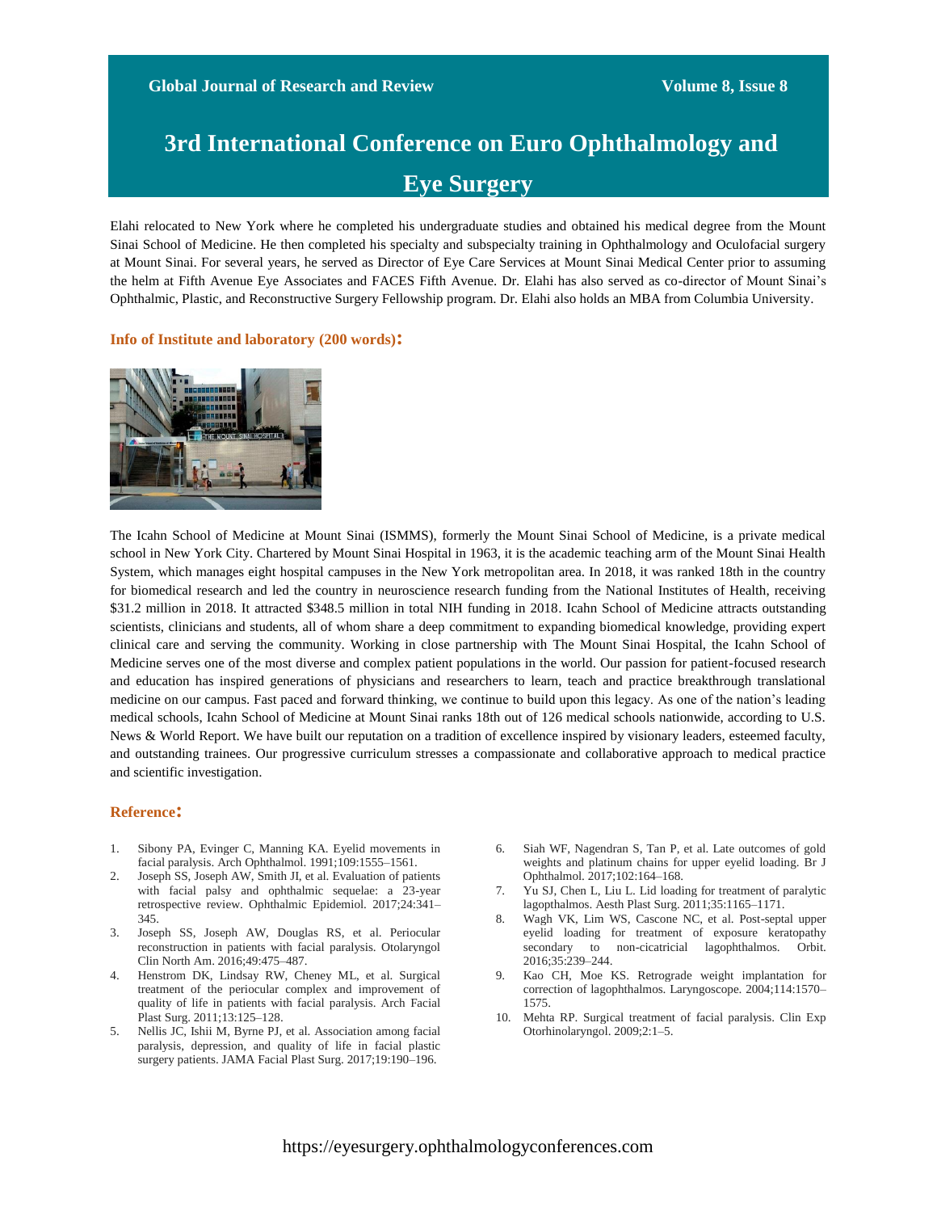Elahi relocated to New York where he completed his undergraduate studies and obtained his medical degree from the Mount Sinai School of Medicine. He then completed his specialty and subspecialty training in Ophthalmology and Oculofacial surgery at Mount Sinai. For several years, he served as Director of Eye Care Services at Mount Sinai Medical Center prior to assuming the helm at Fifth Avenue Eye Associates and FACES Fifth Avenue. Dr. Elahi has also served as co-director of Mount Sinai's Ophthalmic, Plastic, and Reconstructive Surgery Fellowship program. Dr. Elahi also holds an MBA from Columbia University.

### Info of Institute and laboratory (200 words):

The Icahn School of Medicine at Mount Sinai (ISMMS), formerly the Mount Sinai School of Medicine, is a private medical school in New York City. Chartered by Mount Sinai Hospital in 1963, it is the academic teaching arm of the Mount Sinai Health System, which manages eight hospital campuses in the New York metropolitan area. In 2018, it was ranked 18th in the country for biomedical research and led the country in neuroscience research funding from the National Institutes of Health, receiving $31.2 million in 2018. It attracted $348.5 million in total NIH funding in 2018. Icahn School of Medicine attracts outstanding scientists, clinicians and students, all of whom share a deep commitment to expanding biomedical knowledge, providing expert clinical care and serving the community. Working in close partnership with The Mount Sinai Hospital, the Icahn School of Medicine serves one of the most diverse and complex patient populations in the world. Our passion for patient-focused research and education has inspired generations of physicians and researchers to learn, teach and practice breakthrough translational medicine on our campus. Fast paced and forward thinking, we continue to build upon this legacy. As one of the nation's leading medical schools, Icahn School of Medicine at Mount Sinai ranks 18th out of 126 medical schools nationwide, according to U.S. News & World Report. We have built our reputation on a tradition of excellence inspired by visionary leaders, esteemed faculty, and outstanding trainees. Our progressive curriculum stresses a compassionate and collaborative approach to medical practice and scientific investigation.

### Reference:

1. Sibony PA, Evinger C, Manning KA. Eyelid movements in facial paralysis. Arch Ophthalmol. 1991;109:1555–1561.
2. Joseph SS, Joseph AW, Smith JI, et al. Evaluation of patients with facial palsy and ophthalmic sequelae: a 23-year retrospective review. Ophthalmic Epidemiol. 2017;24:341–345.
3. Joseph SS, Joseph AW, Douglas RS, et al. Periocular reconstruction in patients with facial paralysis. Otolaryngol Clin North Am. 2016;49:475–487.
4. Henstrom DK, Lindsay RW, Cheney ML, et al. Surgical treatment of the periocular complex and improvement of quality of life in patients with facial paralysis. Arch Facial Plast Surg. 2011;13:125–128.
5. Nellis JC, Ishii M, Byrne PJ, et al. Association among facial paralysis, depression, and quality of life in facial plastic surgery patients. JAMA Facial Plast Surg. 2017;19:190–196.
6. Siah WF, Nagendran S, Tan P, et al. Late outcomes of gold weights and platinum chains for upper eyelid loading. Br J Ophthalmol. 2017;102:164–168.
7. Yu SJ, Chen L, Liu L. Lid loading for treatment of paralytic lagopthalmos. Aesth Plast Surg. 2011;35:1165–1171.
8. Wagh VK, Lim WS, Cascone NC, et al. Post-septal upper eyelid loading for treatment of exposure keratopathy secondary to non-cicatricial lagophthalmos. Orbit. 2016;35:239–244.
9. Kao CH, Moe KS. Retrograde weight implantation for correction of lagophthalmos. Laryngoscope. 2004;114:1570–1575.
10. Mehta RP. Surgical treatment of facial paralysis. Clin Exp Otorhinolaryngol. 2009;2:1–5.